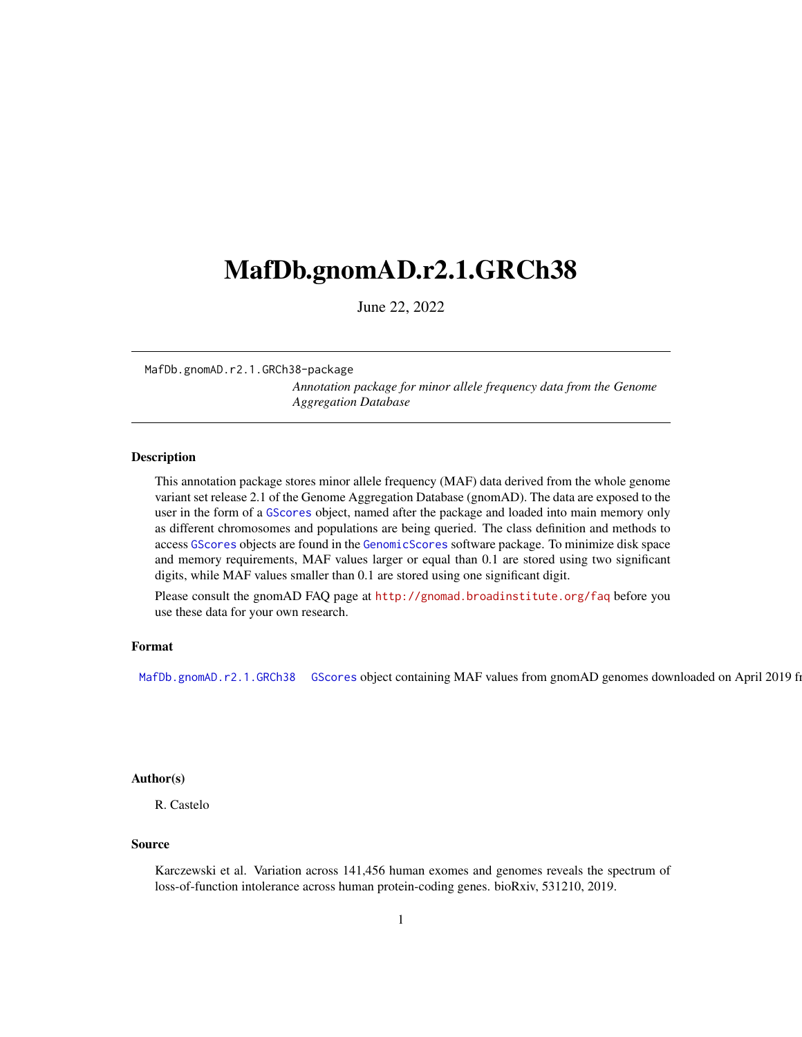# MafDb.gnomAD.r2.1.GRCh38

June 22, 2022

MafDb.gnomAD.r2.1.GRCh38-package

*Annotation package for minor allele frequency data from the Genome Aggregation Database*

## Description

This annotation package stores minor allele frequency (MAF) data derived from the whole genome variant set release 2.1 of the Genome Aggregation Database (gnomAD). The data are exposed to the user in the form of a GScores object, named after the package and loaded into main memory only as different chromosomes and populations are being queried. The class definition and methods to access GScores objects are found in the GenomicScores software package. To minimize disk space and memory requirements, MAF values larger or equal than 0.1 are stored using two significant digits, while MAF values smaller than 0.1 are stored using one significant digit.

Please consult the gnomAD FAQ page at http://gnomad.broadinstitute.org/faq before you use these data for your own research.

## Format

MafDb.gnomAD.r2.1.GRCh38 GScores object containing MAF values from gnomAD genomes downloaded on April 2019 fr

## Author(s)

R. Castelo

## Source

Karczewski et al. Variation across 141,456 human exomes and genomes reveals the spectrum of loss-of-function intolerance across human protein-coding genes. bioRxiv, 531210, 2019.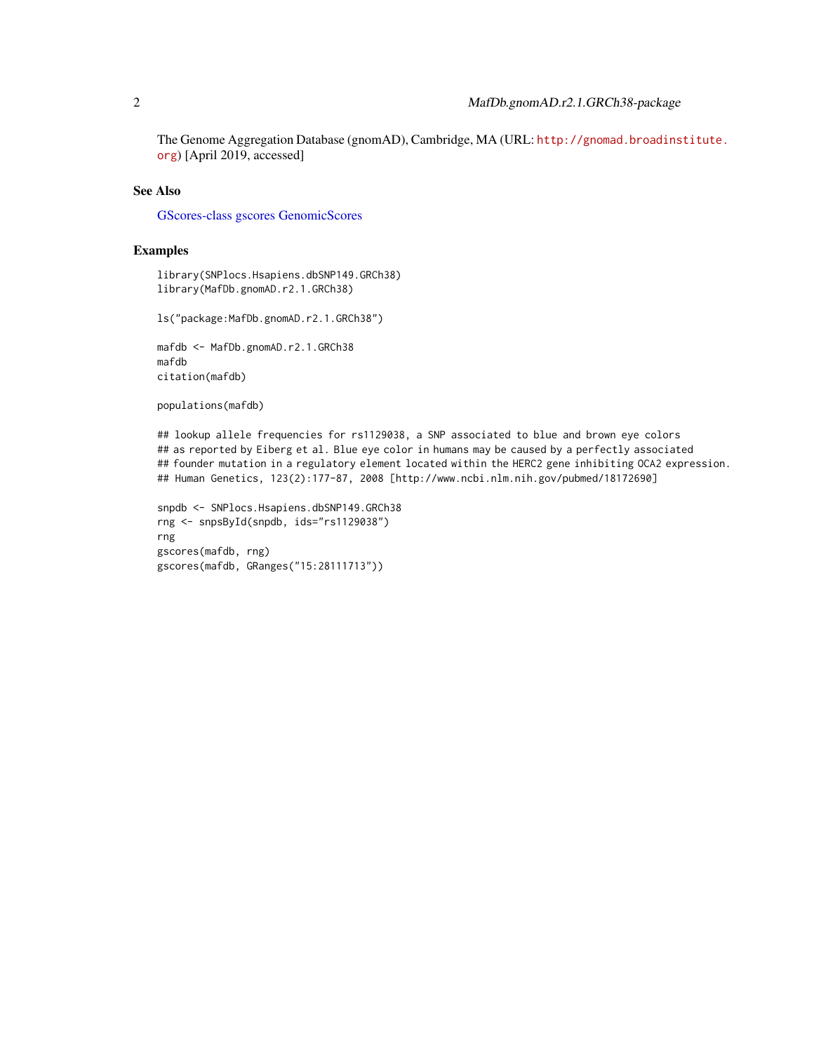The Genome Aggregation Database (gnomAD), Cambridge, MA (URL: http://gnomad.broadinstitute.org) [April 2019, accessed]

## See Also

GScores-class gscores GenomicScores

## Examples

```
library(SNPlocs.Hsapiens.dbSNP149.GRCh38)
library(MafDb.gnomAD.r2.1.GRCh38)

ls("package:MafDb.gnomAD.r2.1.GRCh38")

mafdb <- MafDb.gnomAD.r2.1.GRCh38
mafdb
citation(mafdb)

populations(mafdb)

## lookup allele frequencies for rs1129038, a SNP associated to blue and brown eye colors
## as reported by Eiberg et al. Blue eye color in humans may be caused by a perfectly associated
## founder mutation in a regulatory element located within the HERC2 gene inhibiting OCA2 expression.
## Human Genetics, 123(2):177-87, 2008 [http://www.ncbi.nlm.nih.gov/pubmed/18172690]

snpdb <- SNPlocs.Hsapiens.dbSNP149.GRCh38
rng <- snpsById(snpdb, ids="rs1129038")
rng
gscores(mafdb, rng)
gscores(mafdb, GRanges("15:28111713"))
```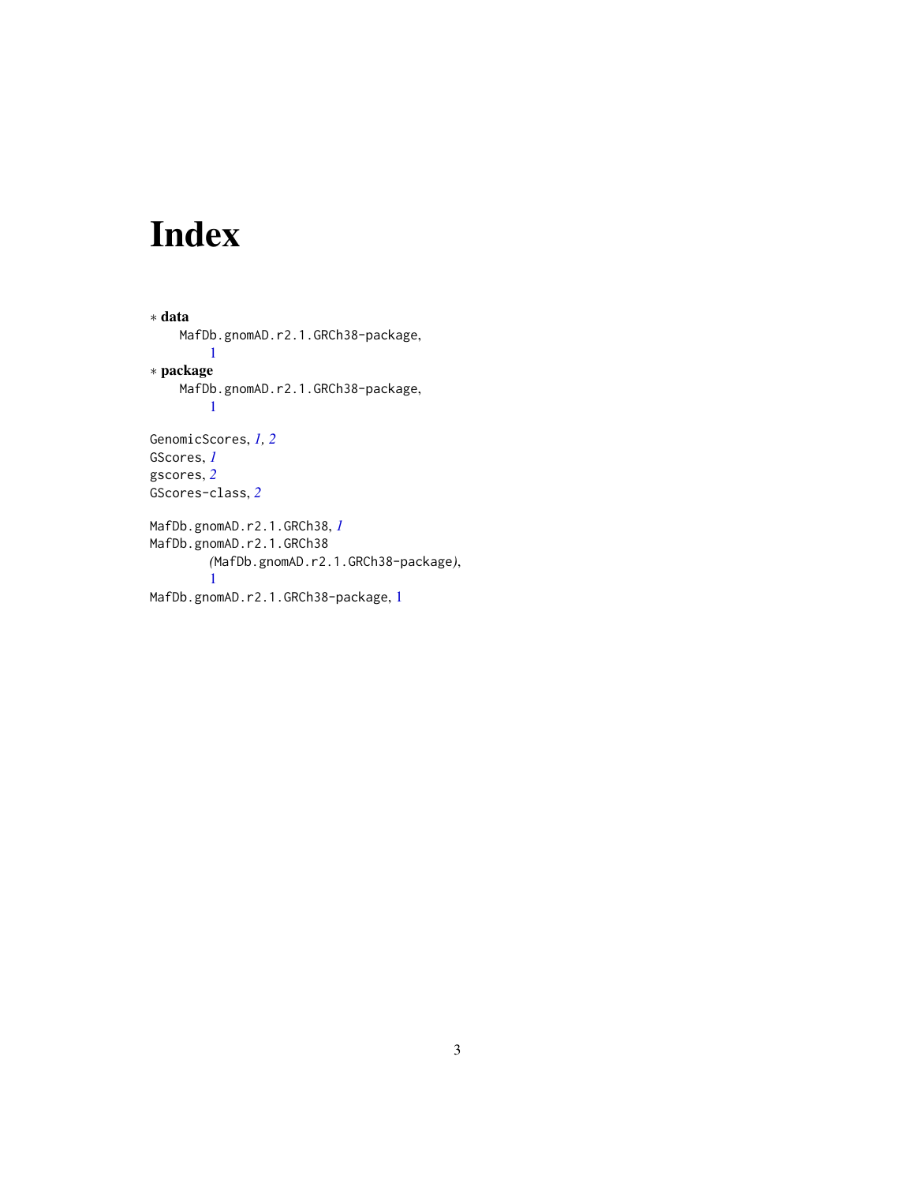# Index

∗ **data**
  MafDb.gnomAD.r2.1.GRCh38-package, 1

∗ **package**
  MafDb.gnomAD.r2.1.GRCh38-package, 1

GenomicScores, *1, 2*
GScores, *1*
gscores, *2*
GScores-class, *2*

MafDb.gnomAD.r2.1.GRCh38, *1*
MafDb.gnomAD.r2.1.GRCh38 *(*MafDb.gnomAD.r2.1.GRCh38-package*)*, 1
MafDb.gnomAD.r2.1.GRCh38-package, 1